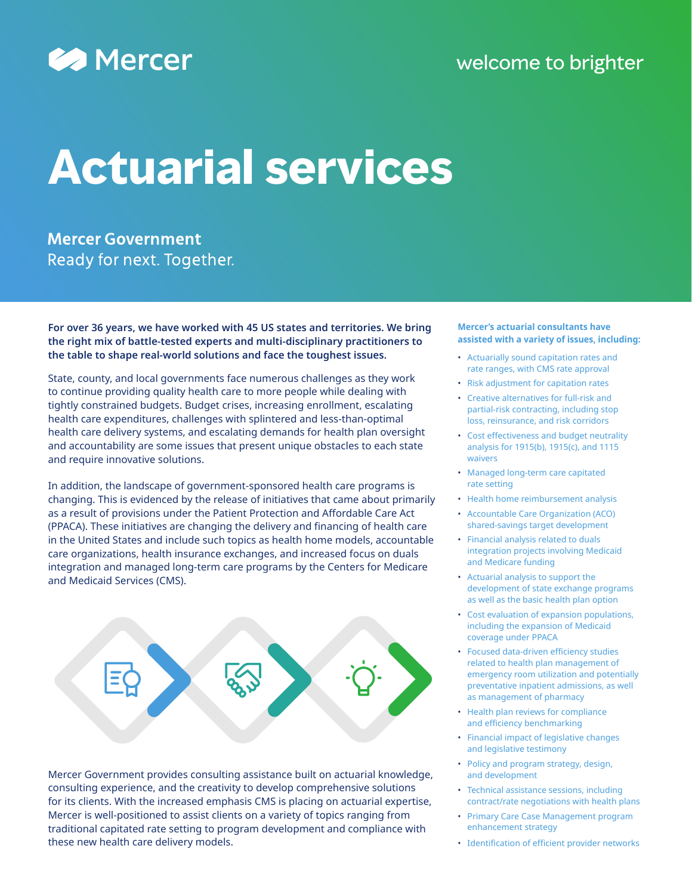Mercer

welcome to brighter

# Actuarial services

**Mercer Government**
Ready for next. Together.

**For over 36 years, we have worked with 45 US states and territories. We bring the right mix of battle-tested experts and multi-disciplinary practitioners to the table to shape real-world solutions and face the toughest issues.**

State, county, and local governments face numerous challenges as they work to continue providing quality health care to more people while dealing with tightly constrained budgets. Budget crises, increasing enrollment, escalating health care expenditures, challenges with splintered and less-than-optimal health care delivery systems, and escalating demands for health plan oversight and accountability are some issues that present unique obstacles to each state and require innovative solutions.

In addition, the landscape of government-sponsored health care programs is changing. This is evidenced by the release of initiatives that came about primarily as a result of provisions under the Patient Protection and Affordable Care Act (PPACA). These initiatives are changing the delivery and financing of health care in the United States and include such topics as health home models, accountable care organizations, health insurance exchanges, and increased focus on duals integration and managed long-term care programs by the Centers for Medicare and Medicaid Services (CMS).

Mercer Government provides consulting assistance built on actuarial knowledge, consulting experience, and the creativity to develop comprehensive solutions for its clients. With the increased emphasis CMS is placing on actuarial expertise, Mercer is well-positioned to assist clients on a variety of topics ranging from traditional capitated rate setting to program development and compliance with these new health care delivery models.

**Mercer's actuarial consultants have assisted with a variety of issues, including:**

- Actuarially sound capitation rates and rate ranges, with CMS rate approval
- Risk adjustment for capitation rates
- Creative alternatives for full-risk and partial-risk contracting, including stop loss, reinsurance, and risk corridors
- Cost effectiveness and budget neutrality analysis for 1915(b), 1915(c), and 1115 waivers
- Managed long-term care capitated rate setting
- Health home reimbursement analysis
- Accountable Care Organization (ACO) shared-savings target development
- Financial analysis related to duals integration projects involving Medicaid and Medicare funding
- Actuarial analysis to support the development of state exchange programs as well as the basic health plan option
- Cost evaluation of expansion populations, including the expansion of Medicaid coverage under PPACA
- Focused data-driven efficiency studies related to health plan management of emergency room utilization and potentially preventative inpatient admissions, as well as management of pharmacy
- Health plan reviews for compliance and efficiency benchmarking
- Financial impact of legislative changes and legislative testimony
- Policy and program strategy, design, and development
- Technical assistance sessions, including contract/rate negotiations with health plans
- Primary Care Case Management program enhancement strategy
- Identification of efficient provider networks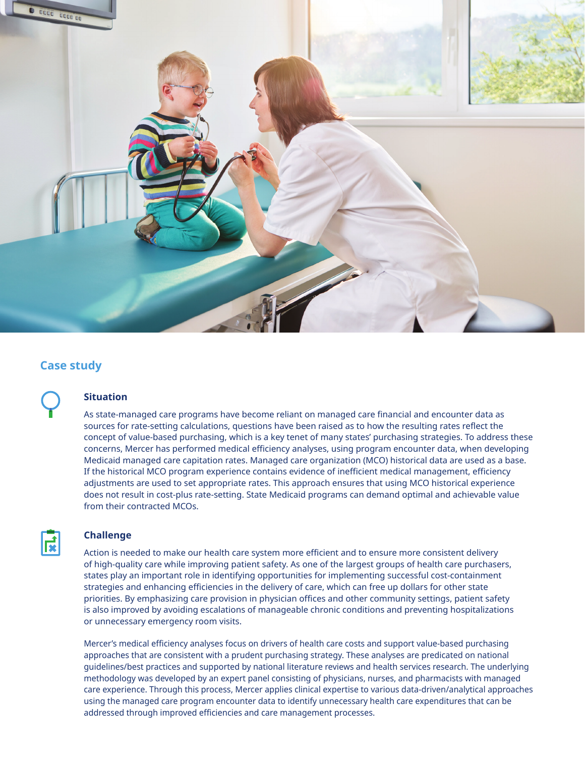## Case study

### Situation

As state-managed care programs have become reliant on managed care financial and encounter data as sources for rate-setting calculations, questions have been raised as to how the resulting rates reflect the concept of value-based purchasing, which is a key tenet of many states' purchasing strategies. To address these concerns, Mercer has performed medical efficiency analyses, using program encounter data, when developing Medicaid managed care capitation rates. Managed care organization (MCO) historical data are used as a base. If the historical MCO program experience contains evidence of inefficient medical management, efficiency adjustments are used to set appropriate rates. This approach ensures that using MCO historical experience does not result in cost-plus rate-setting. State Medicaid programs can demand optimal and achievable value from their contracted MCOs.

### Challenge

Action is needed to make our health care system more efficient and to ensure more consistent delivery of high-quality care while improving patient safety. As one of the largest groups of health care purchasers, states play an important role in identifying opportunities for implementing successful cost-containment strategies and enhancing efficiencies in the delivery of care, which can free up dollars for other state priorities. By emphasizing care provision in physician offices and other community settings, patient safety is also improved by avoiding escalations of manageable chronic conditions and preventing hospitalizations or unnecessary emergency room visits.

Mercer's medical efficiency analyses focus on drivers of health care costs and support value-based purchasing approaches that are consistent with a prudent purchasing strategy. These analyses are predicated on national guidelines/best practices and supported by national literature reviews and health services research. The underlying methodology was developed by an expert panel consisting of physicians, nurses, and pharmacists with managed care experience. Through this process, Mercer applies clinical expertise to various data-driven/analytical approaches using the managed care program encounter data to identify unnecessary health care expenditures that can be addressed through improved efficiencies and care management processes.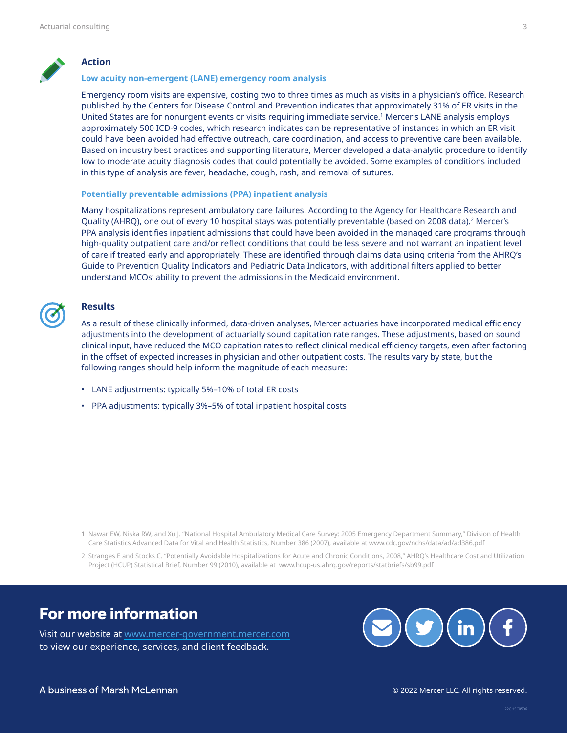## Action

### Low acuity non-emergent (LANE) emergency room analysis

Emergency room visits are expensive, costing two to three times as much as visits in a physician's office. Research published by the Centers for Disease Control and Prevention indicates that approximately 31% of ER visits in the United States are for nonurgent events or visits requiring immediate service.[1] Mercer's LANE analysis employs approximately 500 ICD-9 codes, which research indicates can be representative of instances in which an ER visit could have been avoided had effective outreach, care coordination, and access to preventive care been available. Based on industry best practices and supporting literature, Mercer developed a data-analytic procedure to identify low to moderate acuity diagnosis codes that could potentially be avoided. Some examples of conditions included in this type of analysis are fever, headache, cough, rash, and removal of sutures.

### Potentially preventable admissions (PPA) inpatient analysis

Many hospitalizations represent ambulatory care failures. According to the Agency for Healthcare Research and Quality (AHRQ), one out of every 10 hospital stays was potentially preventable (based on 2008 data).[2] Mercer's PPA analysis identifies inpatient admissions that could have been avoided in the managed care programs through high-quality outpatient care and/or reflect conditions that could be less severe and not warrant an inpatient level of care if treated early and appropriately. These are identified through claims data using criteria from the AHRQ's Guide to Prevention Quality Indicators and Pediatric Data Indicators, with additional filters applied to better understand MCOs' ability to prevent the admissions in the Medicaid environment.

## Results

As a result of these clinically informed, data-driven analyses, Mercer actuaries have incorporated medical efficiency adjustments into the development of actuarially sound capitation rate ranges. These adjustments, based on sound clinical input, have reduced the MCO capitation rates to reflect clinical medical efficiency targets, even after factoring in the offset of expected increases in physician and other outpatient costs. The results vary by state, but the following ranges should help inform the magnitude of each measure:

- LANE adjustments: typically 5%–10% of total ER costs
- PPA adjustments: typically 3%–5% of total inpatient hospital costs

1 Nawar EW, Niska RW, and Xu J. "National Hospital Ambulatory Medical Care Survey: 2005 Emergency Department Summary," Division of Health Care Statistics Advanced Data for Vital and Health Statistics, Number 386 (2007), available at www.cdc.gov/nchs/data/ad/ad386.pdf

2 Stranges E and Stocks C. "Potentially Avoidable Hospitalizations for Acute and Chronic Conditions, 2008," AHRQ's Healthcare Cost and Utilization Project (HCUP) Statistical Brief, Number 99 (2010), available at www.hcup-us.ahrq.gov/reports/statbriefs/sb99.pdf

## For more information

Visit our website at [www.mercer-government.mercer.com](www.mercer-government.mercer.com) to view our experience, services, and client feedback.

A business of Marsh McLennan

© 2022 Mercer LLC. All rights reserved.

22GHSC0506